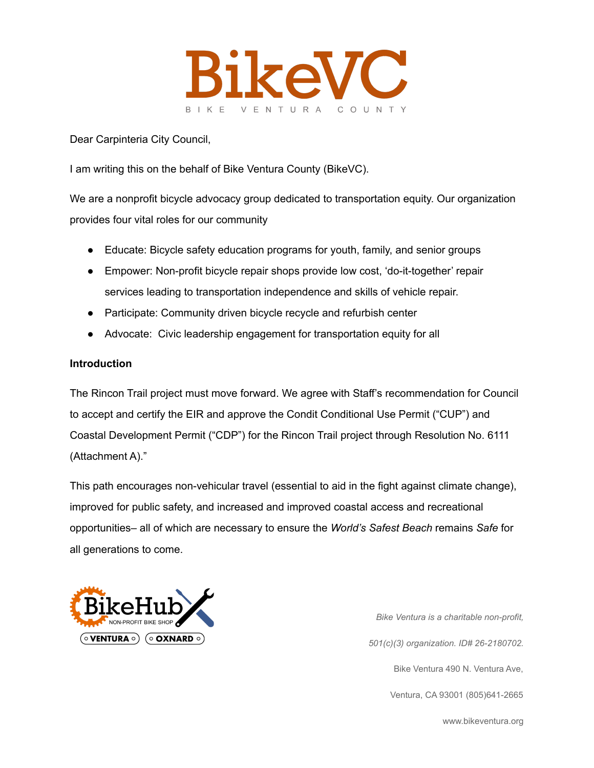# BikeVC

BIKE VENTURA COUNTY

Dear Carpinteria City Council,

I am writing this on the behalf of Bike Ventura County (BikeVC).

We are a nonprofit bicycle advocacy group dedicated to transportation equity. Our organization provides four vital roles for our community

- Educate: Bicycle safety education programs for youth, family, and senior groups
- Empower: Non-profit bicycle repair shops provide low cost, 'do-it-together' repair services leading to transportation independence and skills of vehicle repair.
- Participate: Community driven bicycle recycle and refurbish center
- Advocate: Civic leadership engagement for transportation equity for all

**Introduction**

The Rincon Trail project must move forward. We agree with Staff's recommendation for Council to accept and certify the EIR and approve the Condit Conditional Use Permit ("CUP") and Coastal Development Permit ("CDP") for the Rincon Trail project through Resolution No. 6111 (Attachment A)."

This path encourages non-vehicular travel (essential to aid in the fight against climate change), improved for public safety, and increased and improved coastal access and recreational opportunities– all of which are necessary to ensure the *World's Safest Beach* remains *Safe* for all generations to come.

BikeHub NON-PROFIT BIKE SHOP
VENTURA OXNARD

*Bike Ventura is a charitable non-profit,*

*501(c)(3) organization. ID# 26-2180702.*

Bike Ventura 490 N. Ventura Ave,

Ventura, CA 93001 (805)641-2665

www.bikeventura.org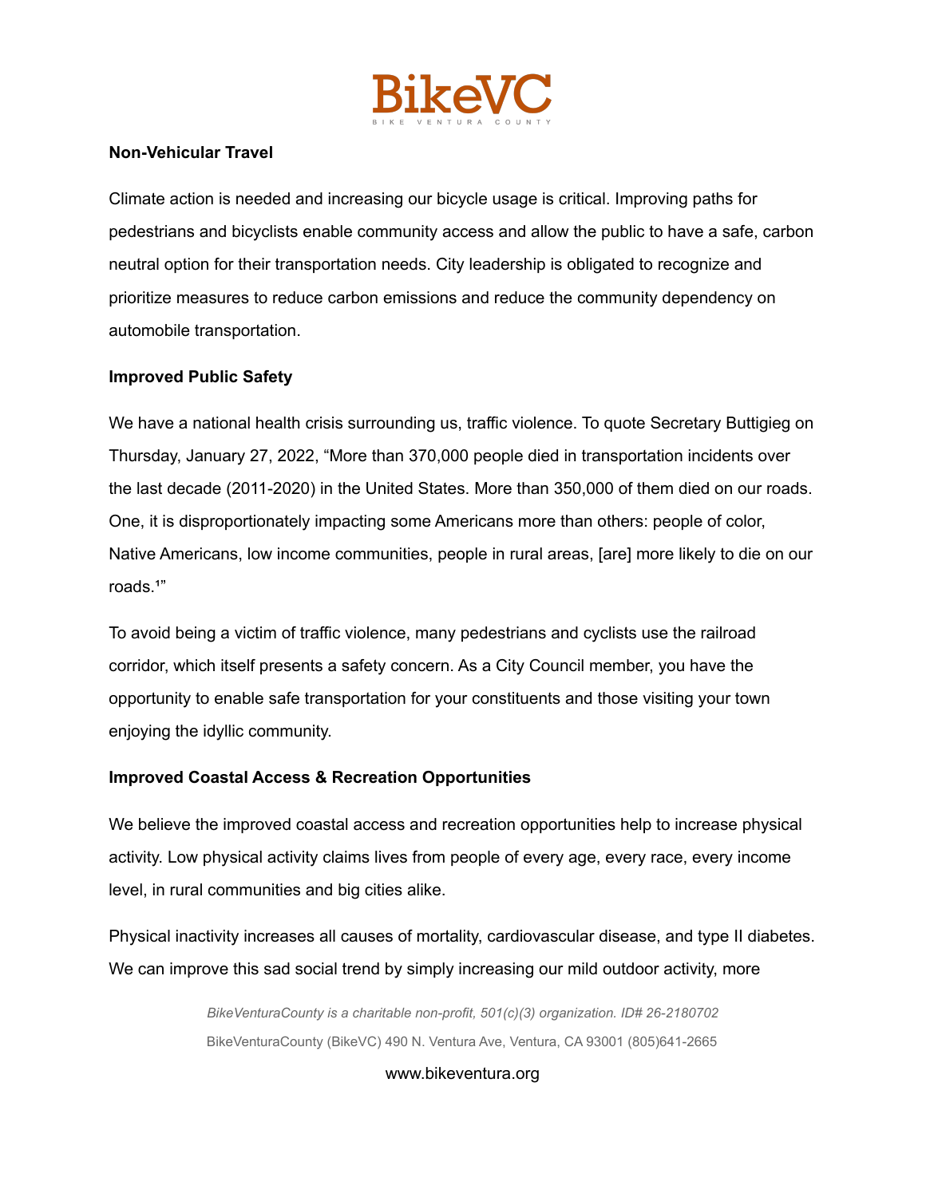**Non-Vehicular Travel**

Climate action is needed and increasing our bicycle usage is critical. Improving paths for pedestrians and bicyclists enable community access and allow the public to have a safe, carbon neutral option for their transportation needs. City leadership is obligated to recognize and prioritize measures to reduce carbon emissions and reduce the community dependency on automobile transportation.

**Improved Public Safety**

We have a national health crisis surrounding us, traffic violence. To quote Secretary Buttigieg on Thursday, January 27, 2022, "More than 370,000 people died in transportation incidents over the last decade (2011-2020) in the United States. More than 350,000 of them died on our roads. One, it is disproportionately impacting some Americans more than others: people of color, Native Americans, low income communities, people in rural areas, [are] more likely to die on our roads.[1]"

To avoid being a victim of traffic violence, many pedestrians and cyclists use the railroad corridor, which itself presents a safety concern. As a City Council member, you have the opportunity to enable safe transportation for your constituents and those visiting your town enjoying the idyllic community.

**Improved Coastal Access & Recreation Opportunities**

We believe the improved coastal access and recreation opportunities help to increase physical activity. Low physical activity claims lives from people of every age, every race, every income level, in rural communities and big cities alike.

Physical inactivity increases all causes of mortality, cardiovascular disease, and type II diabetes. We can improve this sad social trend by simply increasing our mild outdoor activity, more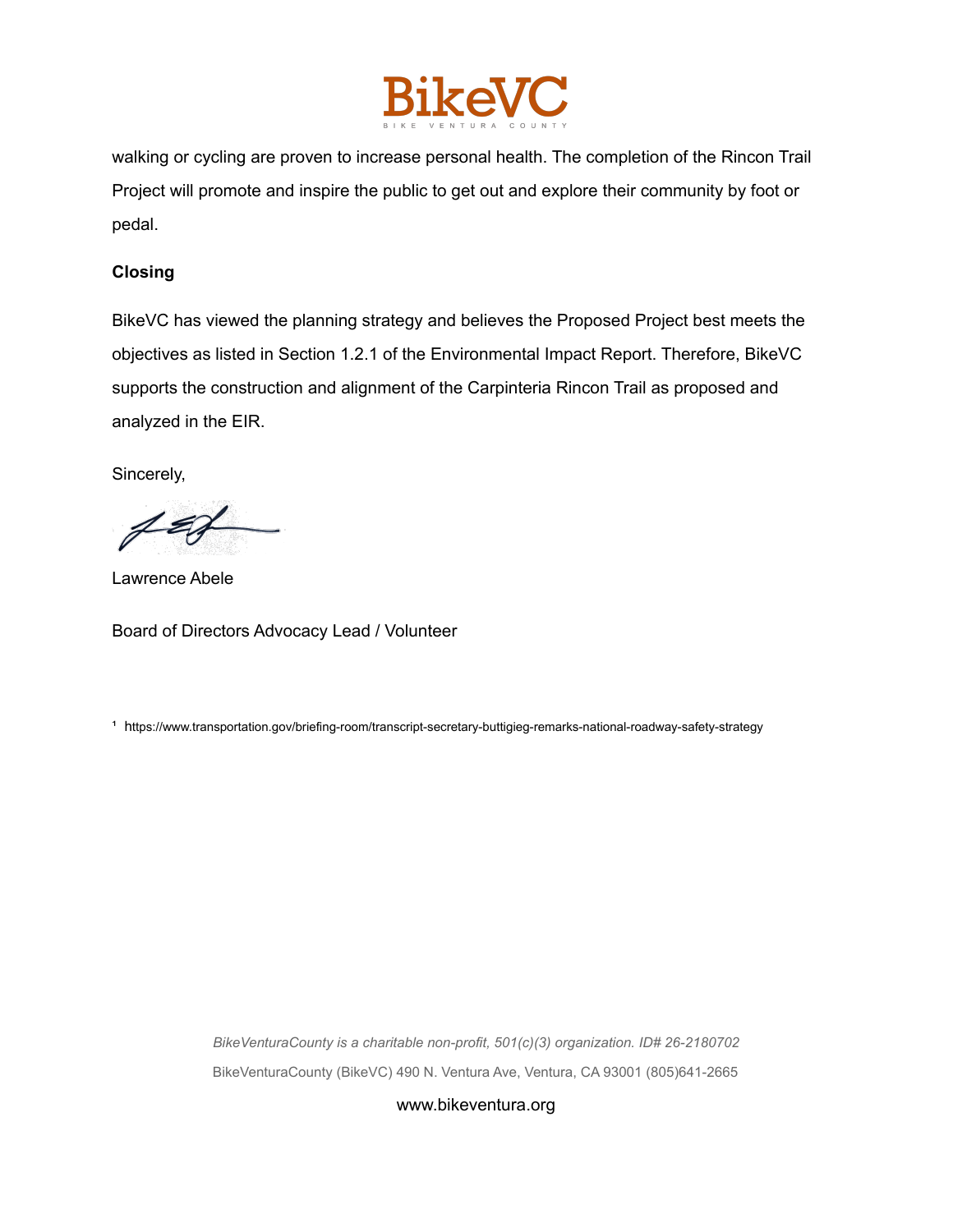walking or cycling are proven to increase personal health. The completion of the Rincon Trail Project will promote and inspire the public to get out and explore their community by foot or pedal.

**Closing**

BikeVC has viewed the planning strategy and believes the Proposed Project best meets the objectives as listed in Section 1.2.1 of the Environmental Impact Report. Therefore, BikeVC supports the construction and alignment of the Carpinteria Rincon Trail as proposed and analyzed in the EIR.

Sincerely,

Lawrence Abele

Board of Directors Advocacy Lead / Volunteer

[1] https://www.transportation.gov/briefing-room/transcript-secretary-buttigieg-remarks-national-roadway-safety-strategy

*BikeVenturaCounty is a charitable non-profit, 501(c)(3) organization. ID# 26-2180702*

BikeVenturaCounty (BikeVC) 490 N. Ventura Ave, Ventura, CA 93001 (805)641-2665

www.bikeventura.org